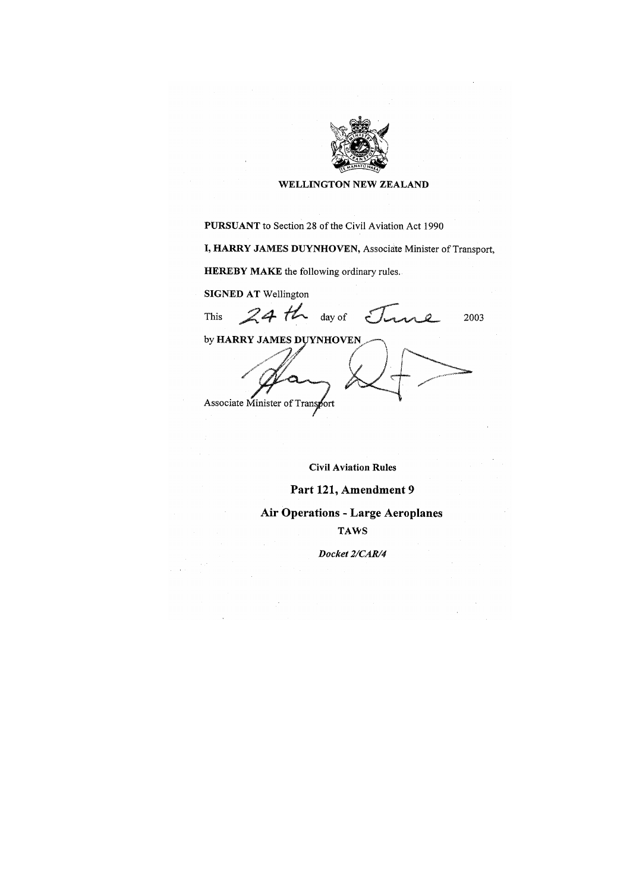**WELLINGTON NEW ZEALAND**

**PURSUANT** to Section 28 of the Civil Aviation Act 1990

**I, HARRY JAMES DUYNHOVEN,** Associate Minister of Transport,

**HEREBY MAKE** the following ordinary rules.

**SIGNED AT** Wellington

This 24th day of June 2003

by **HARRY JAMES DUYNHOVEN**

Associate Minister of Transport

**Civil Aviation Rules**

# Part 121, Amendment 9

## Air Operations - Large Aeroplanes

**TAWS**

***Docket 2/CAR/4***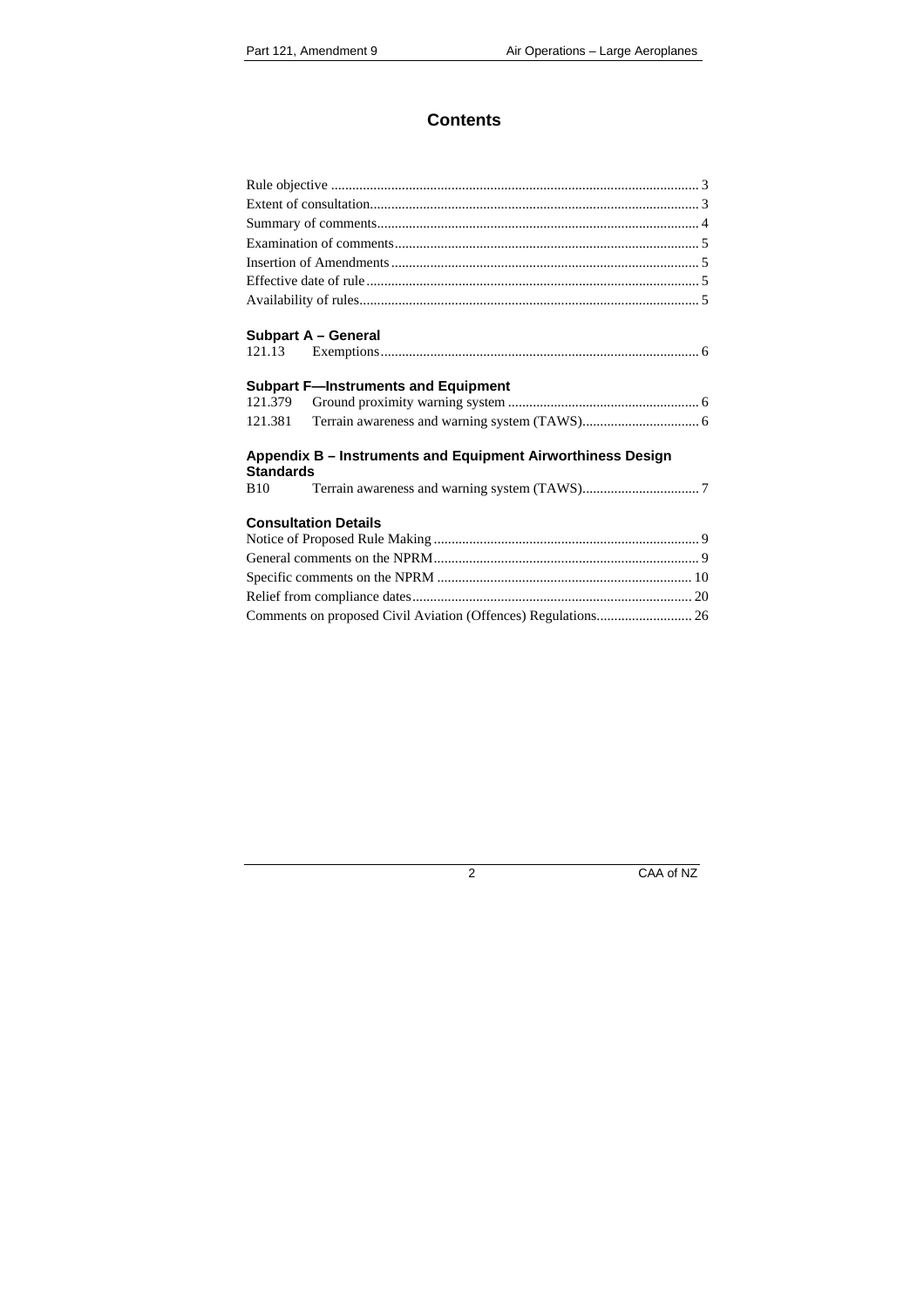# Contents

Rule objective ........................................................................................................ 3
Extent of consultation............................................................................................. 3
Summary of comments............................................................................................ 4
Examination of comments ....................................................................................... 5
Insertion of Amendments ........................................................................................ 5
Effective date of rule ............................................................................................... 5
Availability of rules.................................................................................................. 5

### Subpart A – General

121.13 Exemptions........................................................................................... 6

### Subpart F—Instruments and Equipment

121.379 Ground proximity warning system ...................................................... 6
121.381 Terrain awareness and warning system (TAWS)................................. 6

### Appendix B – Instruments and Equipment Airworthiness Design Standards

B10 Terrain awareness and warning system (TAWS)................................. 7

### Consultation Details

Notice of Proposed Rule Making ............................................................................ 9
General comments on the NPRM............................................................................ 9
Specific comments on the NPRM ......................................................................... 10
Relief from compliance dates ................................................................................ 20
Comments on proposed Civil Aviation (Offences) Regulations........................... 26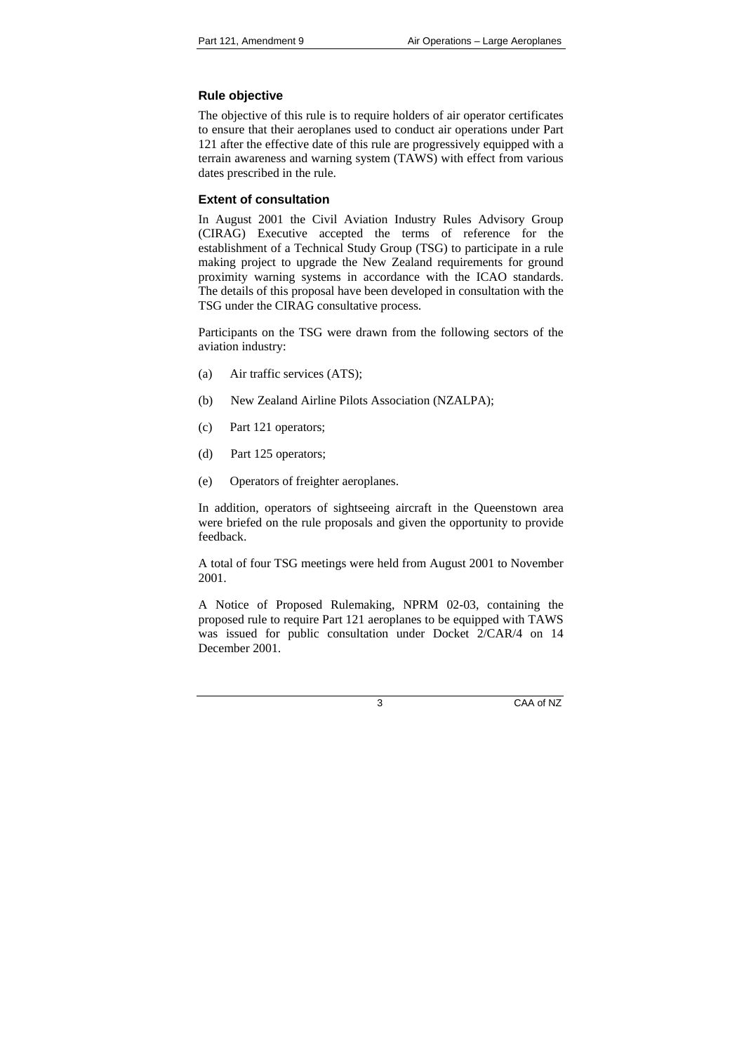## Rule objective

The objective of this rule is to require holders of air operator certificates to ensure that their aeroplanes used to conduct air operations under Part 121 after the effective date of this rule are progressively equipped with a terrain awareness and warning system (TAWS) with effect from various dates prescribed in the rule.

## Extent of consultation

In August 2001 the Civil Aviation Industry Rules Advisory Group (CIRAG) Executive accepted the terms of reference for the establishment of a Technical Study Group (TSG) to participate in a rule making project to upgrade the New Zealand requirements for ground proximity warning systems in accordance with the ICAO standards. The details of this proposal have been developed in consultation with the TSG under the CIRAG consultative process.

Participants on the TSG were drawn from the following sectors of the aviation industry:

(a) Air traffic services (ATS);

(b) New Zealand Airline Pilots Association (NZALPA);

(c) Part 121 operators;

(d) Part 125 operators;

(e) Operators of freighter aeroplanes.

In addition, operators of sightseeing aircraft in the Queenstown area were briefed on the rule proposals and given the opportunity to provide feedback.

A total of four TSG meetings were held from August 2001 to November 2001.

A Notice of Proposed Rulemaking, NPRM 02-03, containing the proposed rule to require Part 121 aeroplanes to be equipped with TAWS was issued for public consultation under Docket 2/CAR/4 on 14 December 2001.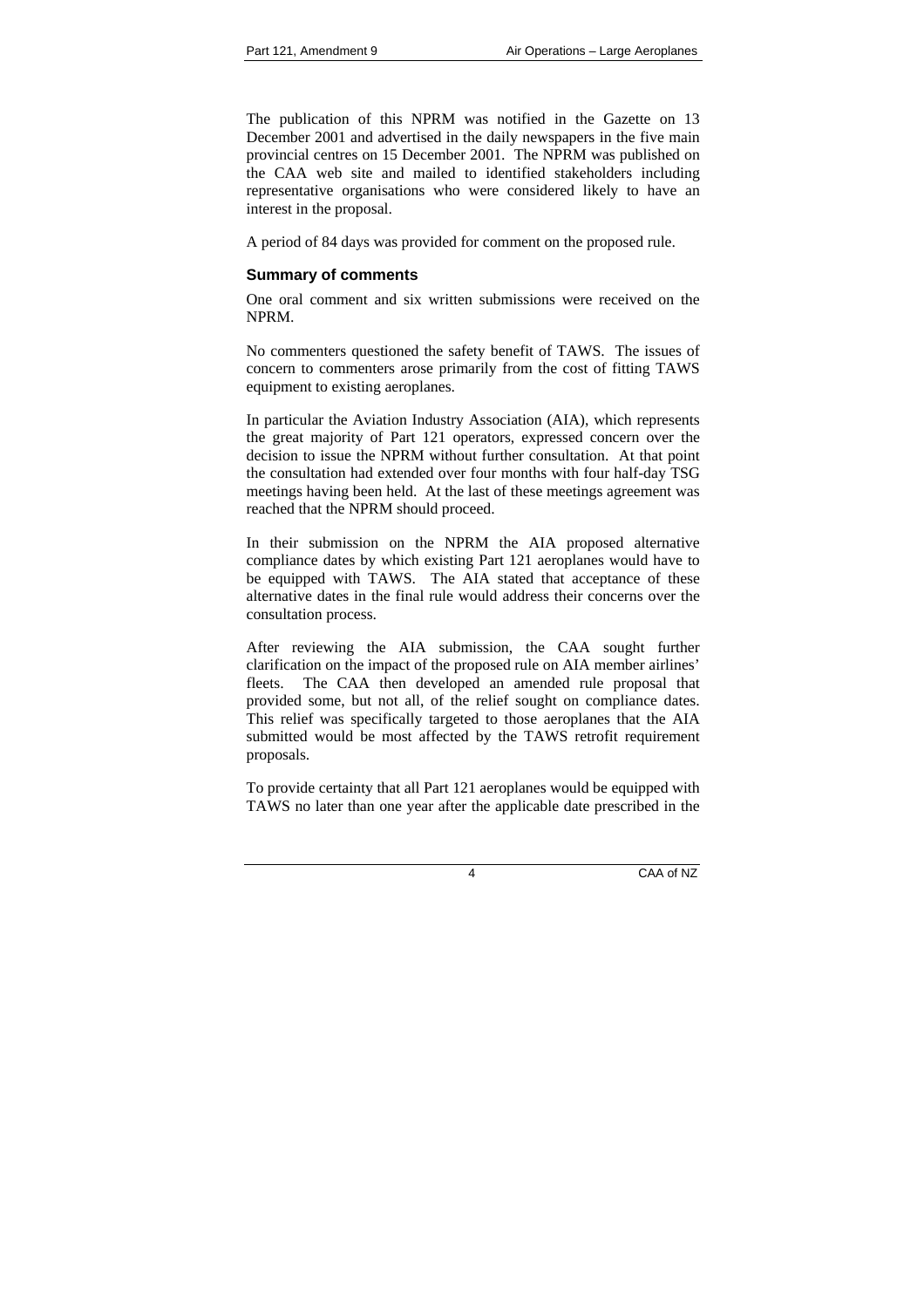The publication of this NPRM was notified in the Gazette on 13 December 2001 and advertised in the daily newspapers in the five main provincial centres on 15 December 2001. The NPRM was published on the CAA web site and mailed to identified stakeholders including representative organisations who were considered likely to have an interest in the proposal.

A period of 84 days was provided for comment on the proposed rule.

### Summary of comments

One oral comment and six written submissions were received on the NPRM.

No commenters questioned the safety benefit of TAWS. The issues of concern to commenters arose primarily from the cost of fitting TAWS equipment to existing aeroplanes.

In particular the Aviation Industry Association (AIA), which represents the great majority of Part 121 operators, expressed concern over the decision to issue the NPRM without further consultation. At that point the consultation had extended over four months with four half-day TSG meetings having been held. At the last of these meetings agreement was reached that the NPRM should proceed.

In their submission on the NPRM the AIA proposed alternative compliance dates by which existing Part 121 aeroplanes would have to be equipped with TAWS. The AIA stated that acceptance of these alternative dates in the final rule would address their concerns over the consultation process.

After reviewing the AIA submission, the CAA sought further clarification on the impact of the proposed rule on AIA member airlines' fleets. The CAA then developed an amended rule proposal that provided some, but not all, of the relief sought on compliance dates. This relief was specifically targeted to those aeroplanes that the AIA submitted would be most affected by the TAWS retrofit requirement proposals.

To provide certainty that all Part 121 aeroplanes would be equipped with TAWS no later than one year after the applicable date prescribed in the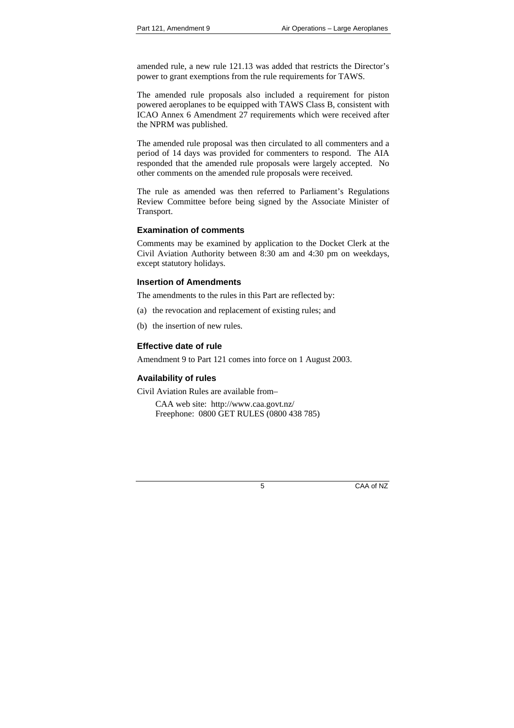amended rule, a new rule 121.13 was added that restricts the Director's power to grant exemptions from the rule requirements for TAWS.

The amended rule proposals also included a requirement for piston powered aeroplanes to be equipped with TAWS Class B, consistent with ICAO Annex 6 Amendment 27 requirements which were received after the NPRM was published.

The amended rule proposal was then circulated to all commenters and a period of 14 days was provided for commenters to respond. The AIA responded that the amended rule proposals were largely accepted. No other comments on the amended rule proposals were received.

The rule as amended was then referred to Parliament's Regulations Review Committee before being signed by the Associate Minister of Transport.

### Examination of comments

Comments may be examined by application to the Docket Clerk at the Civil Aviation Authority between 8:30 am and 4:30 pm on weekdays, except statutory holidays.

### Insertion of Amendments

The amendments to the rules in this Part are reflected by:

(a) the revocation and replacement of existing rules; and

(b) the insertion of new rules.

### Effective date of rule

Amendment 9 to Part 121 comes into force on 1 August 2003.

### Availability of rules

Civil Aviation Rules are available from–

CAA web site: http://www.caa.govt.nz/
Freephone: 0800 GET RULES (0800 438 785)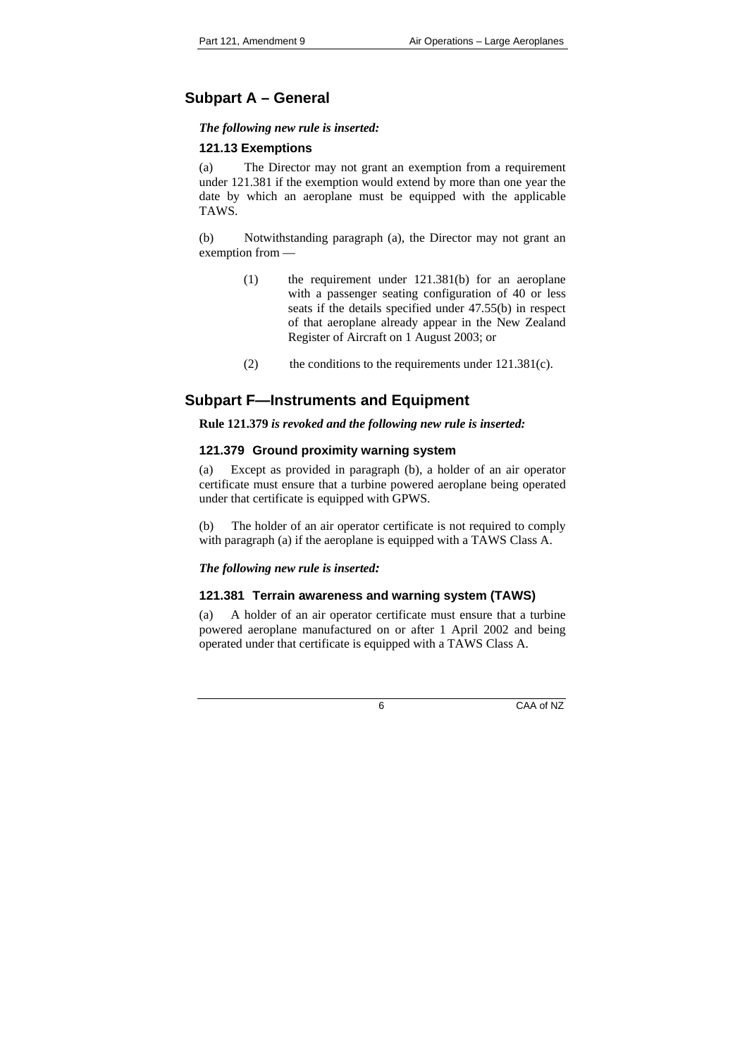## Subpart A – General

***The following new rule is inserted:***

### 121.13 Exemptions

(a) The Director may not grant an exemption from a requirement under 121.381 if the exemption would extend by more than one year the date by which an aeroplane must be equipped with the applicable TAWS.

(b) Notwithstanding paragraph (a), the Director may not grant an exemption from —

(1) the requirement under 121.381(b) for an aeroplane with a passenger seating configuration of 40 or less seats if the details specified under 47.55(b) in respect of that aeroplane already appear in the New Zealand Register of Aircraft on 1 August 2003; or

(2) the conditions to the requirements under 121.381(c).

## Subpart F—Instruments and Equipment

**Rule 121.379** ***is revoked and the following new rule is inserted:***

### 121.379 Ground proximity warning system

(a) Except as provided in paragraph (b), a holder of an air operator certificate must ensure that a turbine powered aeroplane being operated under that certificate is equipped with GPWS.

(b) The holder of an air operator certificate is not required to comply with paragraph (a) if the aeroplane is equipped with a TAWS Class A.

***The following new rule is inserted:***

### 121.381 Terrain awareness and warning system (TAWS)

(a) A holder of an air operator certificate must ensure that a turbine powered aeroplane manufactured on or after 1 April 2002 and being operated under that certificate is equipped with a TAWS Class A.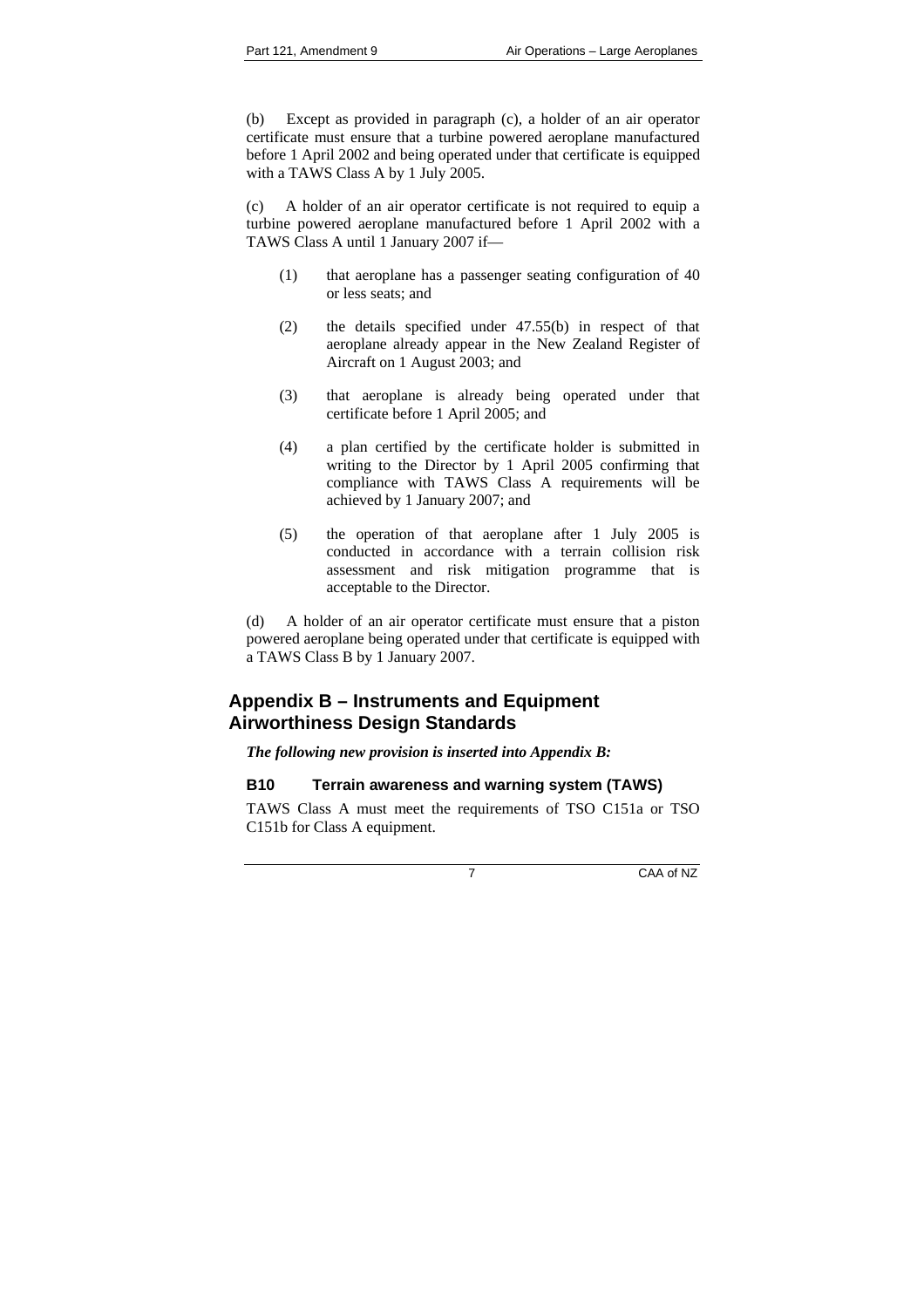(b) Except as provided in paragraph (c), a holder of an air operator certificate must ensure that a turbine powered aeroplane manufactured before 1 April 2002 and being operated under that certificate is equipped with a TAWS Class A by 1 July 2005.

(c) A holder of an air operator certificate is not required to equip a turbine powered aeroplane manufactured before 1 April 2002 with a TAWS Class A until 1 January 2007 if—

(1) that aeroplane has a passenger seating configuration of 40 or less seats; and

(2) the details specified under 47.55(b) in respect of that aeroplane already appear in the New Zealand Register of Aircraft on 1 August 2003; and

(3) that aeroplane is already being operated under that certificate before 1 April 2005; and

(4) a plan certified by the certificate holder is submitted in writing to the Director by 1 April 2005 confirming that compliance with TAWS Class A requirements will be achieved by 1 January 2007; and

(5) the operation of that aeroplane after 1 July 2005 is conducted in accordance with a terrain collision risk assessment and risk mitigation programme that is acceptable to the Director.

(d) A holder of an air operator certificate must ensure that a piston powered aeroplane being operated under that certificate is equipped with a TAWS Class B by 1 January 2007.

## Appendix B – Instruments and Equipment Airworthiness Design Standards

***The following new provision is inserted into Appendix B:***

### B10 Terrain awareness and warning system (TAWS)

TAWS Class A must meet the requirements of TSO C151a or TSO C151b for Class A equipment.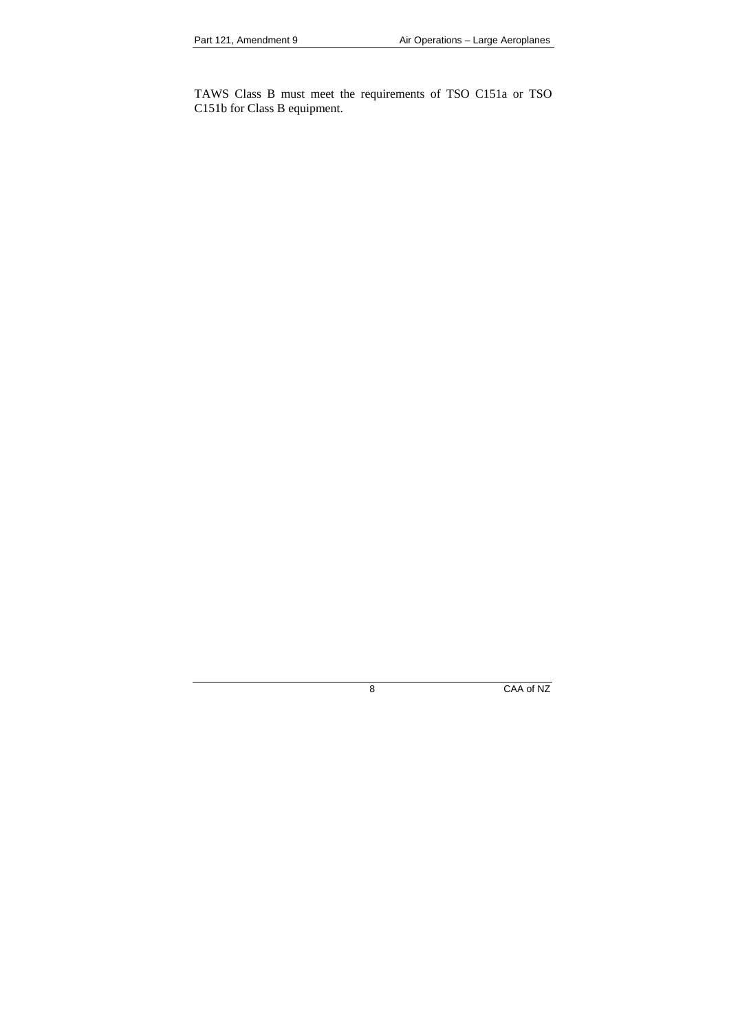TAWS Class B must meet the requirements of TSO C151a or TSO C151b for Class B equipment.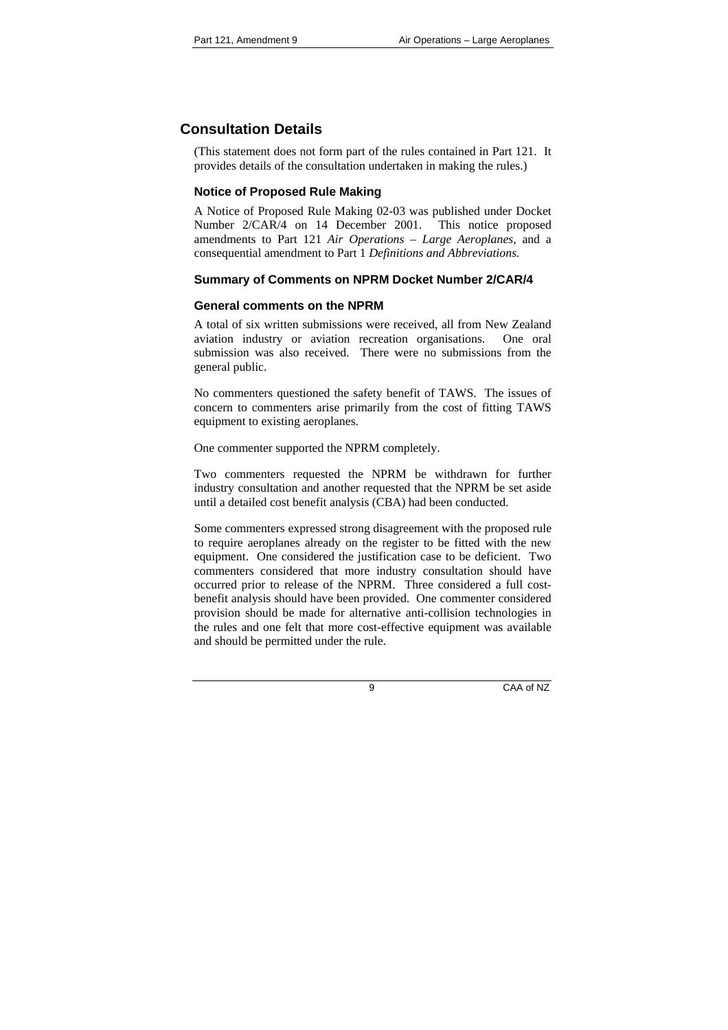## Consultation Details

(This statement does not form part of the rules contained in Part 121. It provides details of the consultation undertaken in making the rules.)

### Notice of Proposed Rule Making

A Notice of Proposed Rule Making 02-03 was published under Docket Number 2/CAR/4 on 14 December 2001. This notice proposed amendments to Part 121 *Air Operations – Large Aeroplanes*, and a consequential amendment to Part 1 *Definitions and Abbreviations.*

### Summary of Comments on NPRM Docket Number 2/CAR/4

### General comments on the NPRM

A total of six written submissions were received, all from New Zealand aviation industry or aviation recreation organisations. One oral submission was also received. There were no submissions from the general public.

No commenters questioned the safety benefit of TAWS. The issues of concern to commenters arise primarily from the cost of fitting TAWS equipment to existing aeroplanes.

One commenter supported the NPRM completely.

Two commenters requested the NPRM be withdrawn for further industry consultation and another requested that the NPRM be set aside until a detailed cost benefit analysis (CBA) had been conducted.

Some commenters expressed strong disagreement with the proposed rule to require aeroplanes already on the register to be fitted with the new equipment. One considered the justification case to be deficient. Two commenters considered that more industry consultation should have occurred prior to release of the NPRM. Three considered a full cost-benefit analysis should have been provided. One commenter considered provision should be made for alternative anti-collision technologies in the rules and one felt that more cost-effective equipment was available and should be permitted under the rule.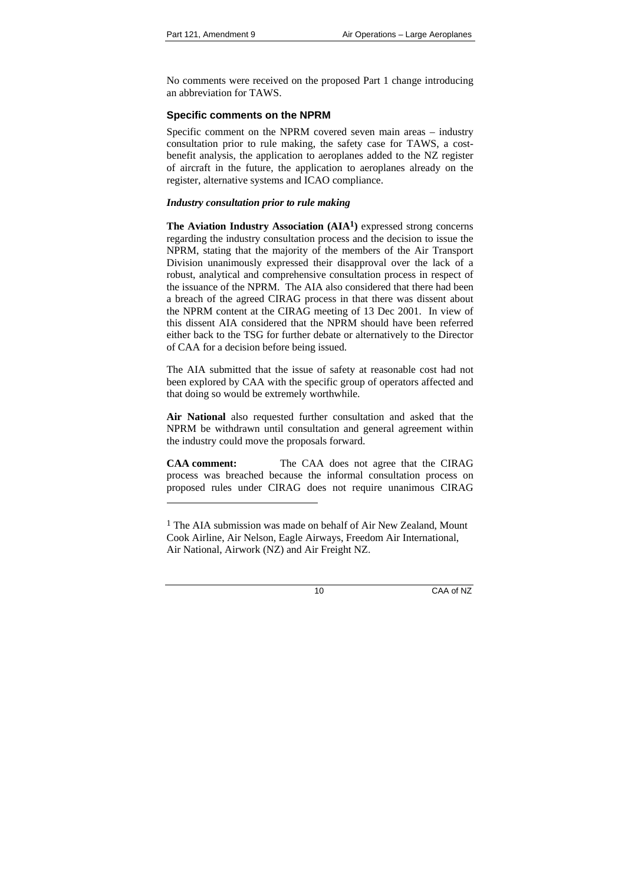No comments were received on the proposed Part 1 change introducing an abbreviation for TAWS.

### Specific comments on the NPRM

Specific comment on the NPRM covered seven main areas – industry consultation prior to rule making, the safety case for TAWS, a cost-benefit analysis, the application to aeroplanes added to the NZ register of aircraft in the future, the application to aeroplanes already on the register, alternative systems and ICAO compliance.

#### *Industry consultation prior to rule making*

**The Aviation Industry Association (AIA[1])** expressed strong concerns regarding the industry consultation process and the decision to issue the NPRM, stating that the majority of the members of the Air Transport Division unanimously expressed their disapproval over the lack of a robust, analytical and comprehensive consultation process in respect of the issuance of the NPRM. The AIA also considered that there had been a breach of the agreed CIRAG process in that there was dissent about the NPRM content at the CIRAG meeting of 13 Dec 2001. In view of this dissent AIA considered that the NPRM should have been referred either back to the TSG for further debate or alternatively to the Director of CAA for a decision before being issued.

The AIA submitted that the issue of safety at reasonable cost had not been explored by CAA with the specific group of operators affected and that doing so would be extremely worthwhile.

**Air National** also requested further consultation and asked that the NPRM be withdrawn until consultation and general agreement within the industry could move the proposals forward.

**CAA comment:** The CAA does not agree that the CIRAG process was breached because the informal consultation process on proposed rules under CIRAG does not require unanimous CIRAG

---

[1] The AIA submission was made on behalf of Air New Zealand, Mount Cook Airline, Air Nelson, Eagle Airways, Freedom Air International, Air National, Airwork (NZ) and Air Freight NZ.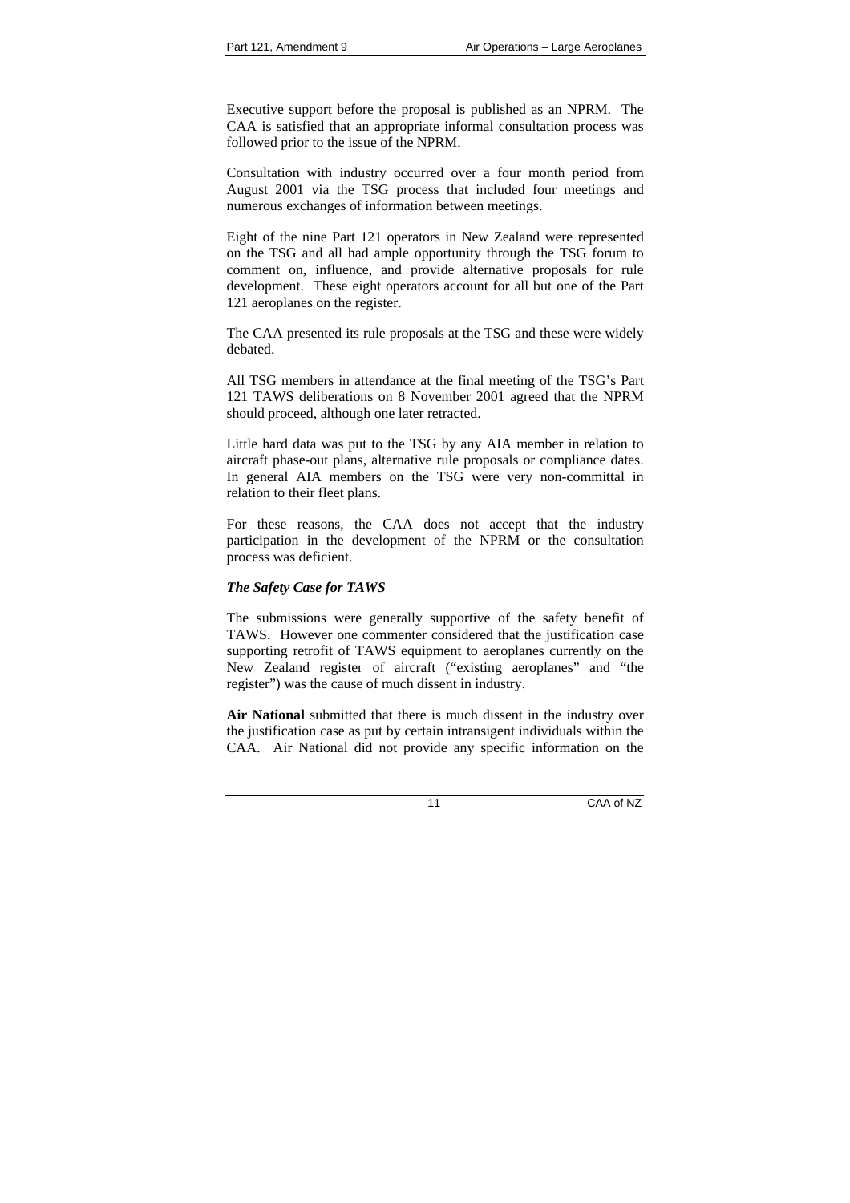Executive support before the proposal is published as an NPRM. The CAA is satisfied that an appropriate informal consultation process was followed prior to the issue of the NPRM.

Consultation with industry occurred over a four month period from August 2001 via the TSG process that included four meetings and numerous exchanges of information between meetings.

Eight of the nine Part 121 operators in New Zealand were represented on the TSG and all had ample opportunity through the TSG forum to comment on, influence, and provide alternative proposals for rule development. These eight operators account for all but one of the Part 121 aeroplanes on the register.

The CAA presented its rule proposals at the TSG and these were widely debated.

All TSG members in attendance at the final meeting of the TSG's Part 121 TAWS deliberations on 8 November 2001 agreed that the NPRM should proceed, although one later retracted.

Little hard data was put to the TSG by any AIA member in relation to aircraft phase-out plans, alternative rule proposals or compliance dates. In general AIA members on the TSG were very non-committal in relation to their fleet plans.

For these reasons, the CAA does not accept that the industry participation in the development of the NPRM or the consultation process was deficient.

### *The Safety Case for TAWS*

The submissions were generally supportive of the safety benefit of TAWS. However one commenter considered that the justification case supporting retrofit of TAWS equipment to aeroplanes currently on the New Zealand register of aircraft ("existing aeroplanes" and "the register") was the cause of much dissent in industry.

**Air National** submitted that there is much dissent in the industry over the justification case as put by certain intransigent individuals within the CAA. Air National did not provide any specific information on the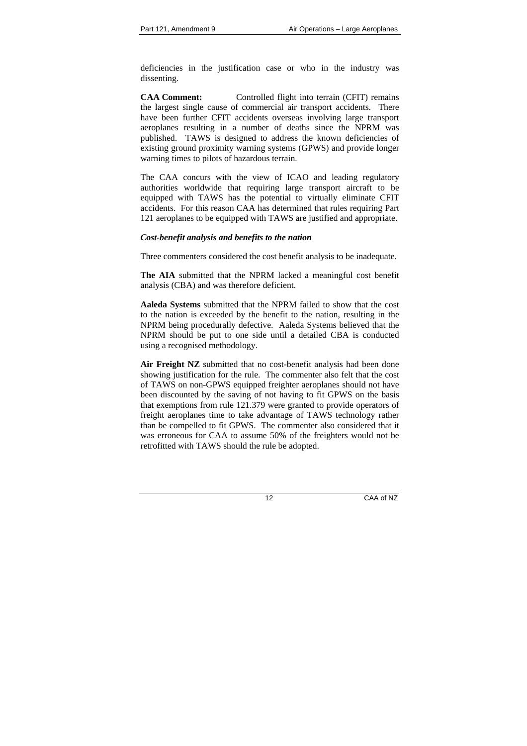deficiencies in the justification case or who in the industry was dissenting.

**CAA Comment:** Controlled flight into terrain (CFIT) remains the largest single cause of commercial air transport accidents. There have been further CFIT accidents overseas involving large transport aeroplanes resulting in a number of deaths since the NPRM was published. TAWS is designed to address the known deficiencies of existing ground proximity warning systems (GPWS) and provide longer warning times to pilots of hazardous terrain.

The CAA concurs with the view of ICAO and leading regulatory authorities worldwide that requiring large transport aircraft to be equipped with TAWS has the potential to virtually eliminate CFIT accidents. For this reason CAA has determined that rules requiring Part 121 aeroplanes to be equipped with TAWS are justified and appropriate.

***Cost-benefit analysis and benefits to the nation***

Three commenters considered the cost benefit analysis to be inadequate.

**The AIA** submitted that the NPRM lacked a meaningful cost benefit analysis (CBA) and was therefore deficient.

**Aaleda Systems** submitted that the NPRM failed to show that the cost to the nation is exceeded by the benefit to the nation, resulting in the NPRM being procedurally defective. Aaleda Systems believed that the NPRM should be put to one side until a detailed CBA is conducted using a recognised methodology.

**Air Freight NZ** submitted that no cost-benefit analysis had been done showing justification for the rule. The commenter also felt that the cost of TAWS on non-GPWS equipped freighter aeroplanes should not have been discounted by the saving of not having to fit GPWS on the basis that exemptions from rule 121.379 were granted to provide operators of freight aeroplanes time to take advantage of TAWS technology rather than be compelled to fit GPWS. The commenter also considered that it was erroneous for CAA to assume 50% of the freighters would not be retrofitted with TAWS should the rule be adopted.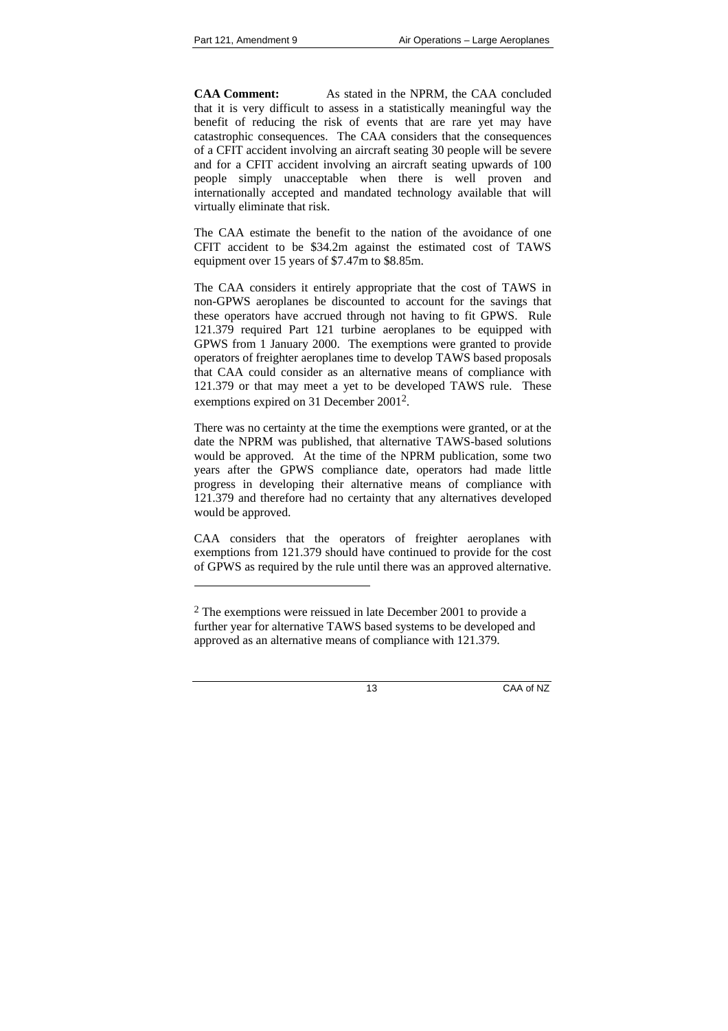**CAA Comment:** As stated in the NPRM, the CAA concluded that it is very difficult to assess in a statistically meaningful way the benefit of reducing the risk of events that are rare yet may have catastrophic consequences. The CAA considers that the consequences of a CFIT accident involving an aircraft seating 30 people will be severe and for a CFIT accident involving an aircraft seating upwards of 100 people simply unacceptable when there is well proven and internationally accepted and mandated technology available that will virtually eliminate that risk.

The CAA estimate the benefit to the nation of the avoidance of one CFIT accident to be $34.2m against the estimated cost of TAWS equipment over 15 years of $7.47m to $8.85m.

The CAA considers it entirely appropriate that the cost of TAWS in non-GPWS aeroplanes be discounted to account for the savings that these operators have accrued through not having to fit GPWS. Rule 121.379 required Part 121 turbine aeroplanes to be equipped with GPWS from 1 January 2000. The exemptions were granted to provide operators of freighter aeroplanes time to develop TAWS based proposals that CAA could consider as an alternative means of compliance with 121.379 or that may meet a yet to be developed TAWS rule. These exemptions expired on 31 December 2001[2].

There was no certainty at the time the exemptions were granted, or at the date the NPRM was published, that alternative TAWS-based solutions would be approved. At the time of the NPRM publication, some two years after the GPWS compliance date, operators had made little progress in developing their alternative means of compliance with 121.379 and therefore had no certainty that any alternatives developed would be approved.

CAA considers that the operators of freighter aeroplanes with exemptions from 121.379 should have continued to provide for the cost of GPWS as required by the rule until there was an approved alternative.

---

[2] The exemptions were reissued in late December 2001 to provide a further year for alternative TAWS based systems to be developed and approved as an alternative means of compliance with 121.379.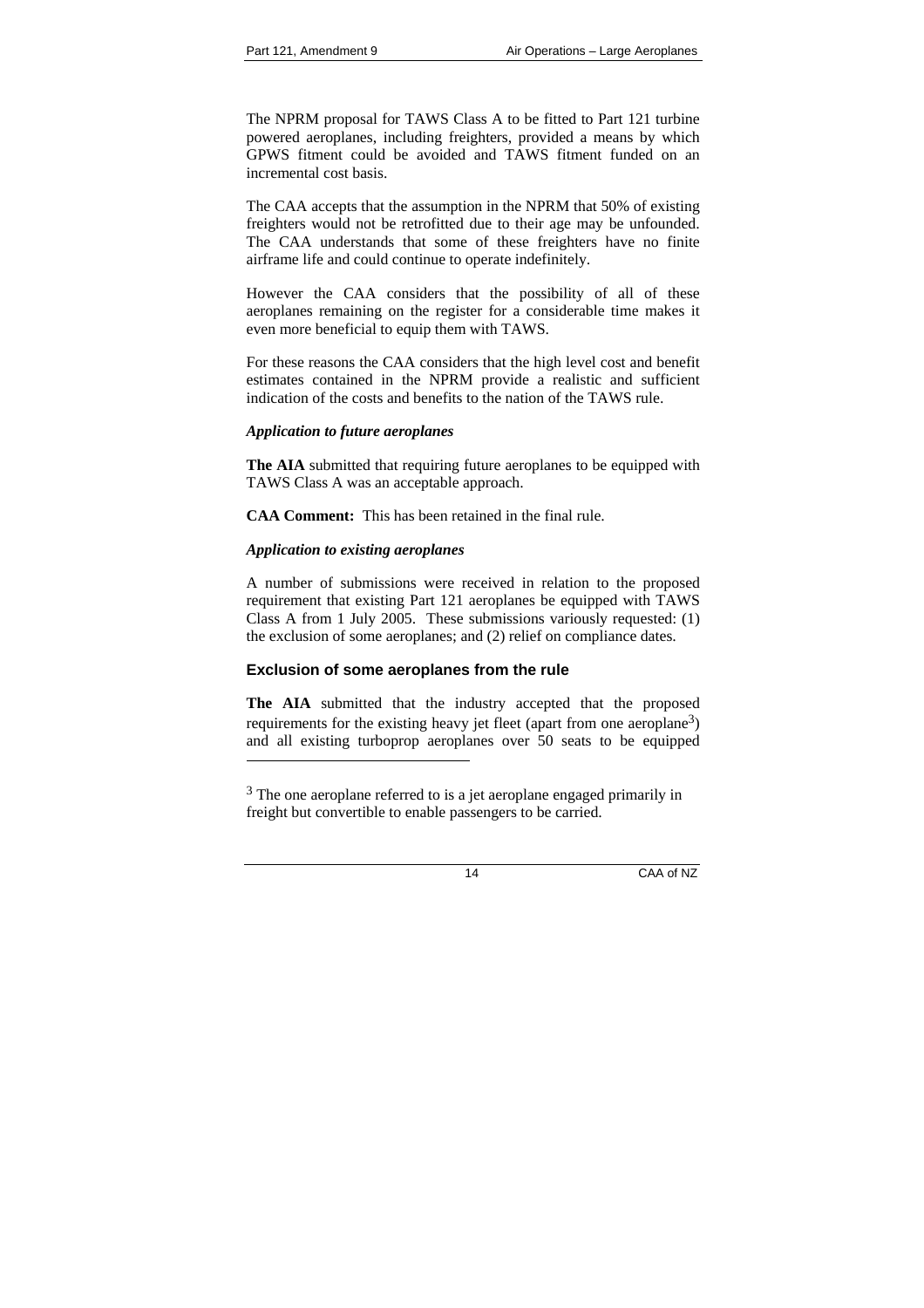The NPRM proposal for TAWS Class A to be fitted to Part 121 turbine powered aeroplanes, including freighters, provided a means by which GPWS fitment could be avoided and TAWS fitment funded on an incremental cost basis.

The CAA accepts that the assumption in the NPRM that 50% of existing freighters would not be retrofitted due to their age may be unfounded. The CAA understands that some of these freighters have no finite airframe life and could continue to operate indefinitely.

However the CAA considers that the possibility of all of these aeroplanes remaining on the register for a considerable time makes it even more beneficial to equip them with TAWS.

For these reasons the CAA considers that the high level cost and benefit estimates contained in the NPRM provide a realistic and sufficient indication of the costs and benefits to the nation of the TAWS rule.

***Application to future aeroplanes***

**The AIA** submitted that requiring future aeroplanes to be equipped with TAWS Class A was an acceptable approach.

**CAA Comment:** This has been retained in the final rule.

***Application to existing aeroplanes***

A number of submissions were received in relation to the proposed requirement that existing Part 121 aeroplanes be equipped with TAWS Class A from 1 July 2005. These submissions variously requested: (1) the exclusion of some aeroplanes; and (2) relief on compliance dates.

### Exclusion of some aeroplanes from the rule

**The AIA** submitted that the industry accepted that the proposed requirements for the existing heavy jet fleet (apart from one aeroplane[3]) and all existing turboprop aeroplanes over 50 seats to be equipped

[3] The one aeroplane referred to is a jet aeroplane engaged primarily in freight but convertible to enable passengers to be carried.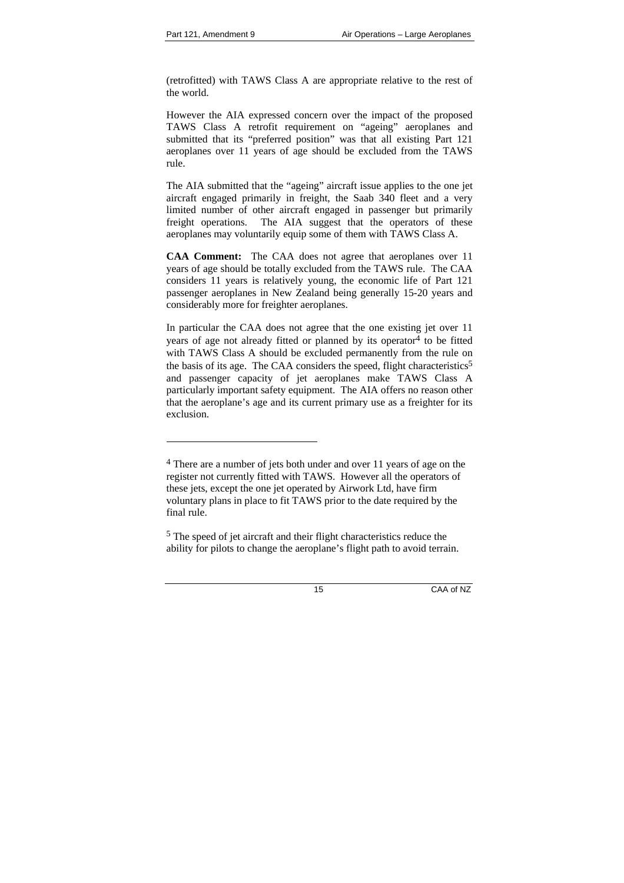(retrofitted) with TAWS Class A are appropriate relative to the rest of the world.

However the AIA expressed concern over the impact of the proposed TAWS Class A retrofit requirement on "ageing" aeroplanes and submitted that its "preferred position" was that all existing Part 121 aeroplanes over 11 years of age should be excluded from the TAWS rule.

The AIA submitted that the "ageing" aircraft issue applies to the one jet aircraft engaged primarily in freight, the Saab 340 fleet and a very limited number of other aircraft engaged in passenger but primarily freight operations. The AIA suggest that the operators of these aeroplanes may voluntarily equip some of them with TAWS Class A.

**CAA Comment:** The CAA does not agree that aeroplanes over 11 years of age should be totally excluded from the TAWS rule. The CAA considers 11 years is relatively young, the economic life of Part 121 passenger aeroplanes in New Zealand being generally 15-20 years and considerably more for freighter aeroplanes.

In particular the CAA does not agree that the one existing jet over 11 years of age not already fitted or planned by its operator[4] to be fitted with TAWS Class A should be excluded permanently from the rule on the basis of its age. The CAA considers the speed, flight characteristics[5] and passenger capacity of jet aeroplanes make TAWS Class A particularly important safety equipment. The AIA offers no reason other that the aeroplane's age and its current primary use as a freighter for its exclusion.

---

[4] There are a number of jets both under and over 11 years of age on the register not currently fitted with TAWS. However all the operators of these jets, except the one jet operated by Airwork Ltd, have firm voluntary plans in place to fit TAWS prior to the date required by the final rule.

[5] The speed of jet aircraft and their flight characteristics reduce the ability for pilots to change the aeroplane's flight path to avoid terrain.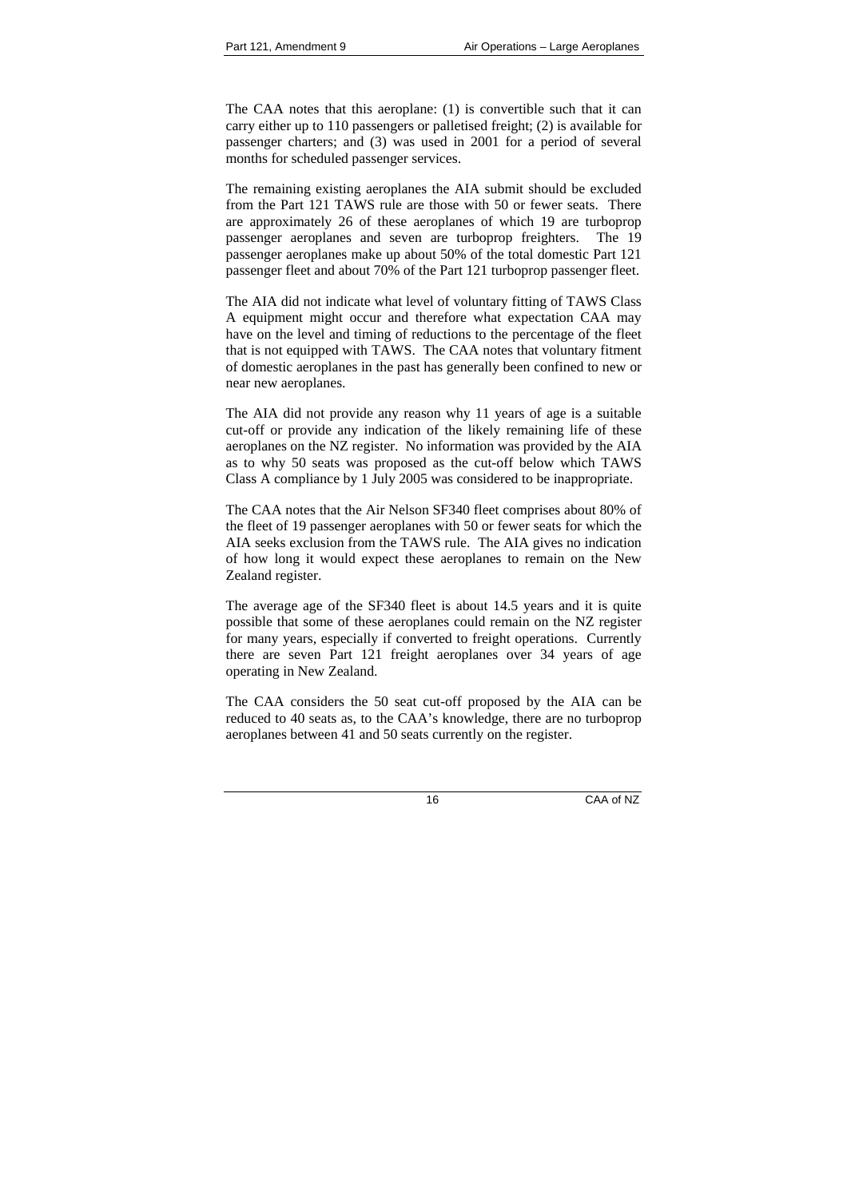The CAA notes that this aeroplane: (1) is convertible such that it can carry either up to 110 passengers or palletised freight; (2) is available for passenger charters; and (3) was used in 2001 for a period of several months for scheduled passenger services.

The remaining existing aeroplanes the AIA submit should be excluded from the Part 121 TAWS rule are those with 50 or fewer seats. There are approximately 26 of these aeroplanes of which 19 are turboprop passenger aeroplanes and seven are turboprop freighters. The 19 passenger aeroplanes make up about 50% of the total domestic Part 121 passenger fleet and about 70% of the Part 121 turboprop passenger fleet.

The AIA did not indicate what level of voluntary fitting of TAWS Class A equipment might occur and therefore what expectation CAA may have on the level and timing of reductions to the percentage of the fleet that is not equipped with TAWS. The CAA notes that voluntary fitment of domestic aeroplanes in the past has generally been confined to new or near new aeroplanes.

The AIA did not provide any reason why 11 years of age is a suitable cut-off or provide any indication of the likely remaining life of these aeroplanes on the NZ register. No information was provided by the AIA as to why 50 seats was proposed as the cut-off below which TAWS Class A compliance by 1 July 2005 was considered to be inappropriate.

The CAA notes that the Air Nelson SF340 fleet comprises about 80% of the fleet of 19 passenger aeroplanes with 50 or fewer seats for which the AIA seeks exclusion from the TAWS rule. The AIA gives no indication of how long it would expect these aeroplanes to remain on the New Zealand register.

The average age of the SF340 fleet is about 14.5 years and it is quite possible that some of these aeroplanes could remain on the NZ register for many years, especially if converted to freight operations. Currently there are seven Part 121 freight aeroplanes over 34 years of age operating in New Zealand.

The CAA considers the 50 seat cut-off proposed by the AIA can be reduced to 40 seats as, to the CAA's knowledge, there are no turboprop aeroplanes between 41 and 50 seats currently on the register.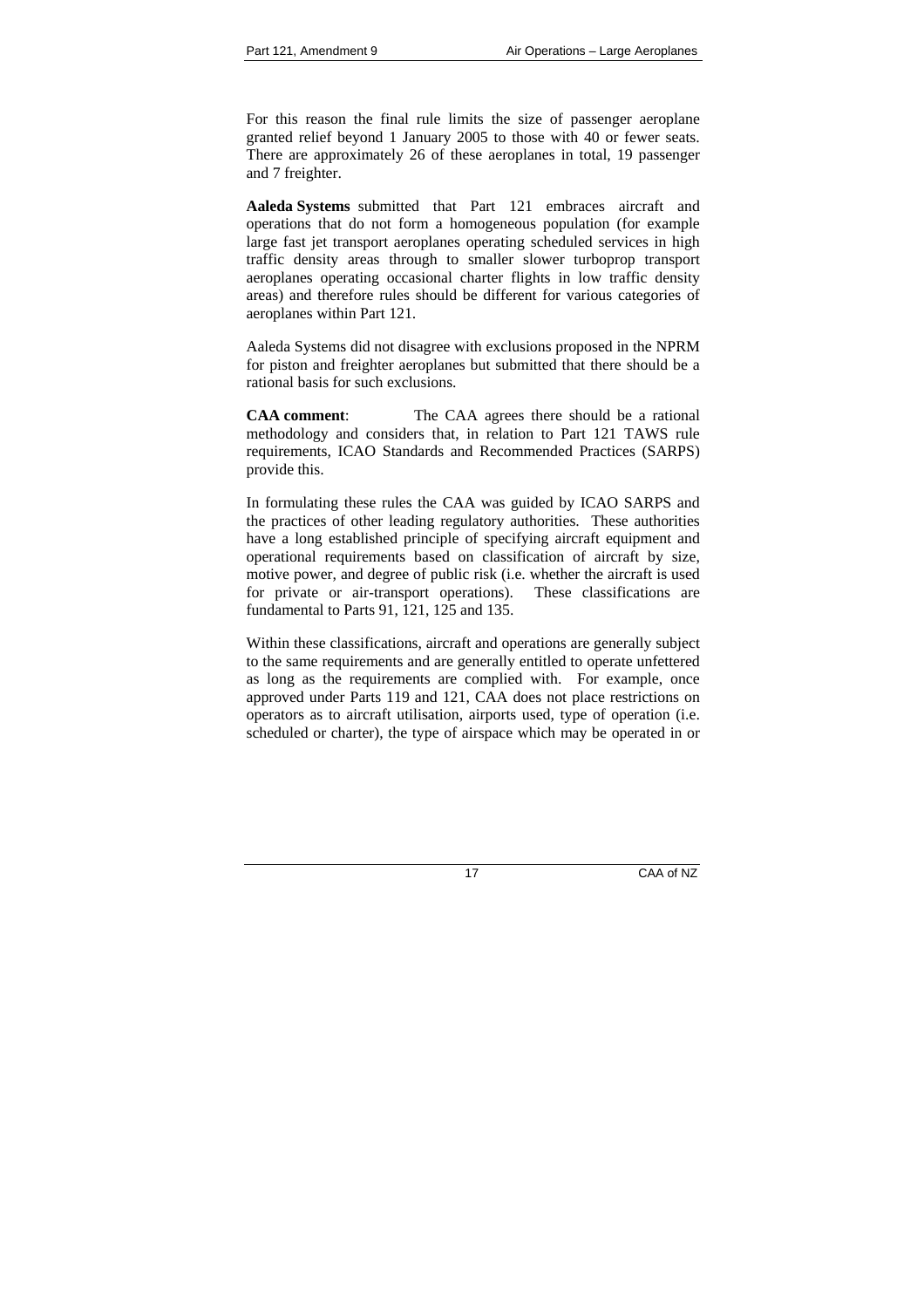For this reason the final rule limits the size of passenger aeroplane granted relief beyond 1 January 2005 to those with 40 or fewer seats. There are approximately 26 of these aeroplanes in total, 19 passenger and 7 freighter.

**Aaleda Systems** submitted that Part 121 embraces aircraft and operations that do not form a homogeneous population (for example large fast jet transport aeroplanes operating scheduled services in high traffic density areas through to smaller slower turboprop transport aeroplanes operating occasional charter flights in low traffic density areas) and therefore rules should be different for various categories of aeroplanes within Part 121.

Aaleda Systems did not disagree with exclusions proposed in the NPRM for piston and freighter aeroplanes but submitted that there should be a rational basis for such exclusions.

**CAA comment**: The CAA agrees there should be a rational methodology and considers that, in relation to Part 121 TAWS rule requirements, ICAO Standards and Recommended Practices (SARPS) provide this.

In formulating these rules the CAA was guided by ICAO SARPS and the practices of other leading regulatory authorities. These authorities have a long established principle of specifying aircraft equipment and operational requirements based on classification of aircraft by size, motive power, and degree of public risk (i.e. whether the aircraft is used for private or air-transport operations). These classifications are fundamental to Parts 91, 121, 125 and 135.

Within these classifications, aircraft and operations are generally subject to the same requirements and are generally entitled to operate unfettered as long as the requirements are complied with. For example, once approved under Parts 119 and 121, CAA does not place restrictions on operators as to aircraft utilisation, airports used, type of operation (i.e. scheduled or charter), the type of airspace which may be operated in or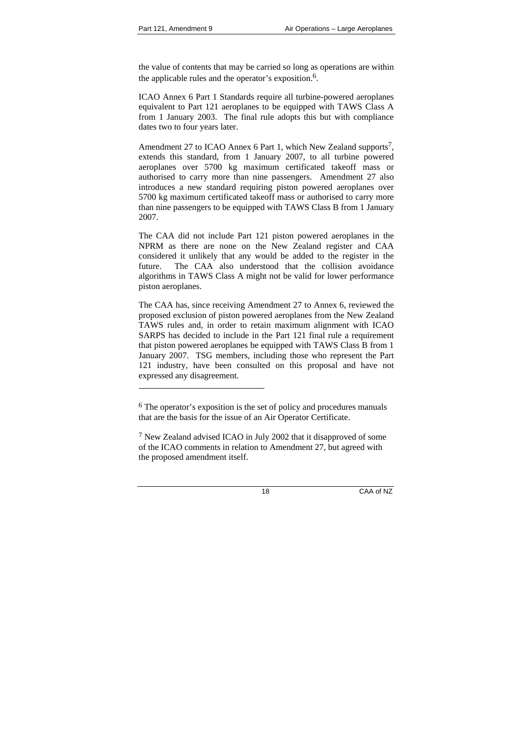the value of contents that may be carried so long as operations are within the applicable rules and the operator's exposition.[6].

ICAO Annex 6 Part 1 Standards require all turbine-powered aeroplanes equivalent to Part 121 aeroplanes to be equipped with TAWS Class A from 1 January 2003. The final rule adopts this but with compliance dates two to four years later.

Amendment 27 to ICAO Annex 6 Part 1, which New Zealand supports[7], extends this standard, from 1 January 2007, to all turbine powered aeroplanes over 5700 kg maximum certificated takeoff mass or authorised to carry more than nine passengers. Amendment 27 also introduces a new standard requiring piston powered aeroplanes over 5700 kg maximum certificated takeoff mass or authorised to carry more than nine passengers to be equipped with TAWS Class B from 1 January 2007.

The CAA did not include Part 121 piston powered aeroplanes in the NPRM as there are none on the New Zealand register and CAA considered it unlikely that any would be added to the register in the future. The CAA also understood that the collision avoidance algorithms in TAWS Class A might not be valid for lower performance piston aeroplanes.

The CAA has, since receiving Amendment 27 to Annex 6, reviewed the proposed exclusion of piston powered aeroplanes from the New Zealand TAWS rules and, in order to retain maximum alignment with ICAO SARPS has decided to include in the Part 121 final rule a requirement that piston powered aeroplanes be equipped with TAWS Class B from 1 January 2007. TSG members, including those who represent the Part 121 industry, have been consulted on this proposal and have not expressed any disagreement.

---

[6] The operator's exposition is the set of policy and procedures manuals that are the basis for the issue of an Air Operator Certificate.

[7] New Zealand advised ICAO in July 2002 that it disapproved of some of the ICAO comments in relation to Amendment 27, but agreed with the proposed amendment itself.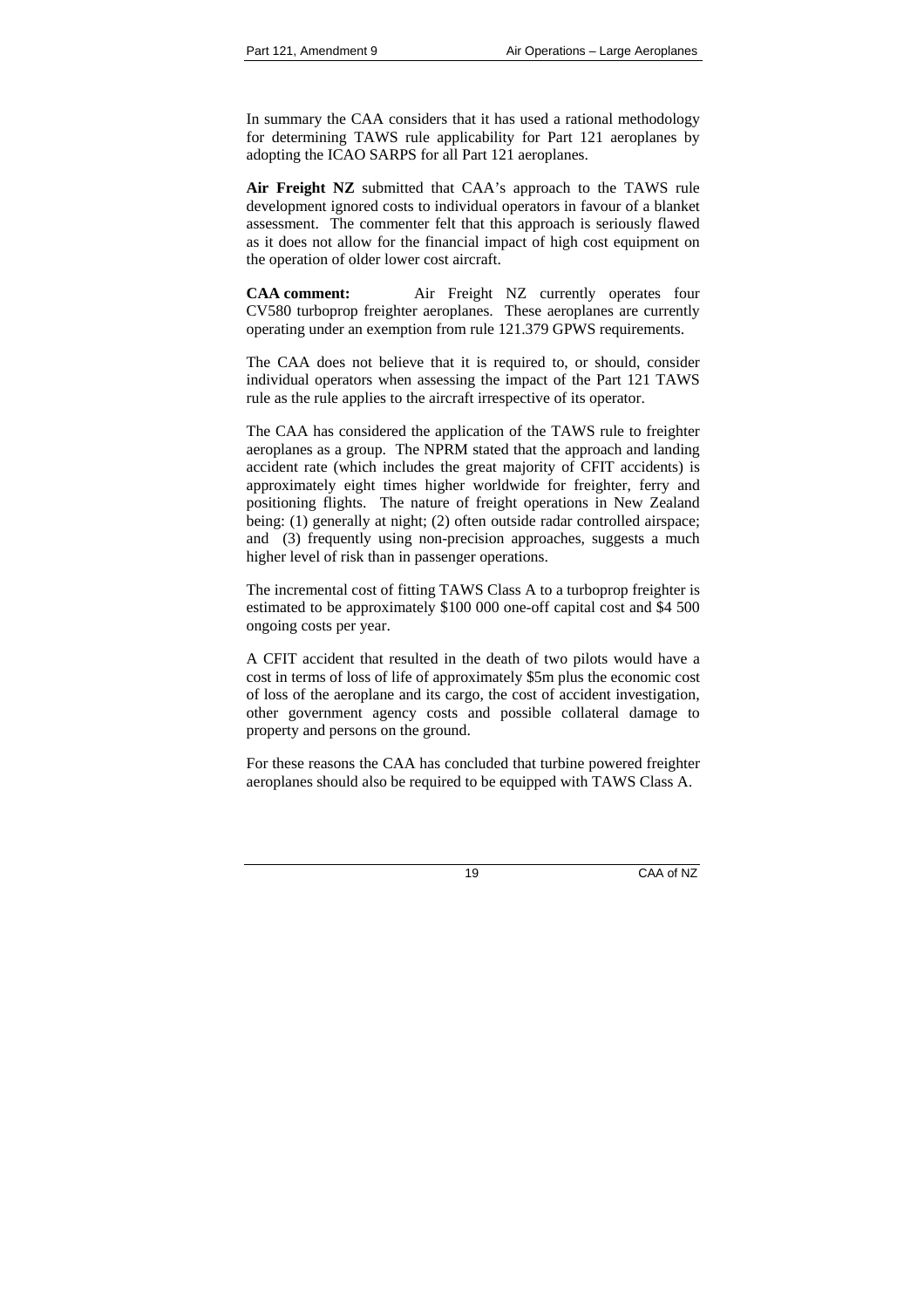In summary the CAA considers that it has used a rational methodology for determining TAWS rule applicability for Part 121 aeroplanes by adopting the ICAO SARPS for all Part 121 aeroplanes.

**Air Freight NZ** submitted that CAA's approach to the TAWS rule development ignored costs to individual operators in favour of a blanket assessment. The commenter felt that this approach is seriously flawed as it does not allow for the financial impact of high cost equipment on the operation of older lower cost aircraft.

**CAA comment:** Air Freight NZ currently operates four CV580 turboprop freighter aeroplanes. These aeroplanes are currently operating under an exemption from rule 121.379 GPWS requirements.

The CAA does not believe that it is required to, or should, consider individual operators when assessing the impact of the Part 121 TAWS rule as the rule applies to the aircraft irrespective of its operator.

The CAA has considered the application of the TAWS rule to freighter aeroplanes as a group. The NPRM stated that the approach and landing accident rate (which includes the great majority of CFIT accidents) is approximately eight times higher worldwide for freighter, ferry and positioning flights. The nature of freight operations in New Zealand being: (1) generally at night; (2) often outside radar controlled airspace; and (3) frequently using non-precision approaches, suggests a much higher level of risk than in passenger operations.

The incremental cost of fitting TAWS Class A to a turboprop freighter is estimated to be approximately $100 000 one-off capital cost and $4 500 ongoing costs per year.

A CFIT accident that resulted in the death of two pilots would have a cost in terms of loss of life of approximately $5m plus the economic cost of loss of the aeroplane and its cargo, the cost of accident investigation, other government agency costs and possible collateral damage to property and persons on the ground.

For these reasons the CAA has concluded that turbine powered freighter aeroplanes should also be required to be equipped with TAWS Class A.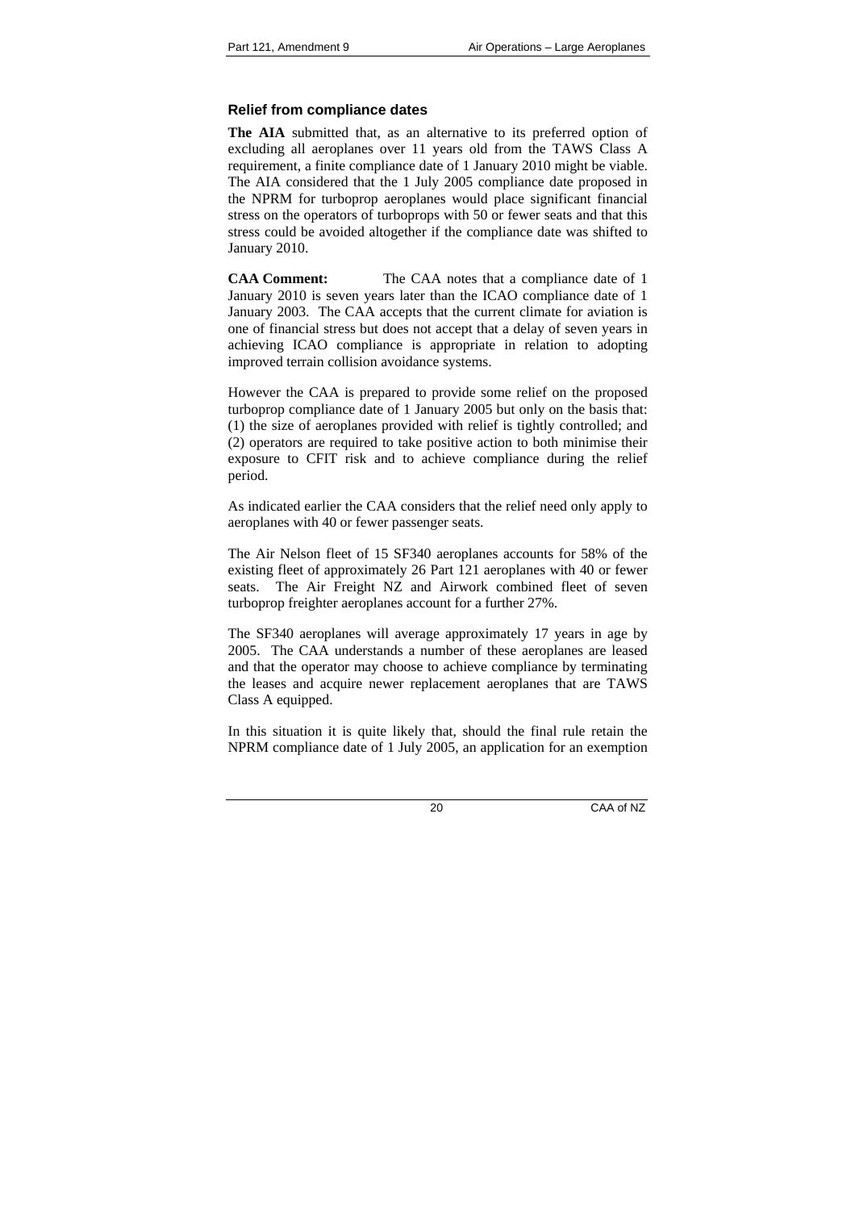### Relief from compliance dates

**The AIA** submitted that, as an alternative to its preferred option of excluding all aeroplanes over 11 years old from the TAWS Class A requirement, a finite compliance date of 1 January 2010 might be viable. The AIA considered that the 1 July 2005 compliance date proposed in the NPRM for turboprop aeroplanes would place significant financial stress on the operators of turboprops with 50 or fewer seats and that this stress could be avoided altogether if the compliance date was shifted to January 2010.

**CAA Comment:** The CAA notes that a compliance date of 1 January 2010 is seven years later than the ICAO compliance date of 1 January 2003. The CAA accepts that the current climate for aviation is one of financial stress but does not accept that a delay of seven years in achieving ICAO compliance is appropriate in relation to adopting improved terrain collision avoidance systems.

However the CAA is prepared to provide some relief on the proposed turboprop compliance date of 1 January 2005 but only on the basis that: (1) the size of aeroplanes provided with relief is tightly controlled; and (2) operators are required to take positive action to both minimise their exposure to CFIT risk and to achieve compliance during the relief period.

As indicated earlier the CAA considers that the relief need only apply to aeroplanes with 40 or fewer passenger seats.

The Air Nelson fleet of 15 SF340 aeroplanes accounts for 58% of the existing fleet of approximately 26 Part 121 aeroplanes with 40 or fewer seats. The Air Freight NZ and Airwork combined fleet of seven turboprop freighter aeroplanes account for a further 27%.

The SF340 aeroplanes will average approximately 17 years in age by 2005. The CAA understands a number of these aeroplanes are leased and that the operator may choose to achieve compliance by terminating the leases and acquire newer replacement aeroplanes that are TAWS Class A equipped.

In this situation it is quite likely that, should the final rule retain the NPRM compliance date of 1 July 2005, an application for an exemption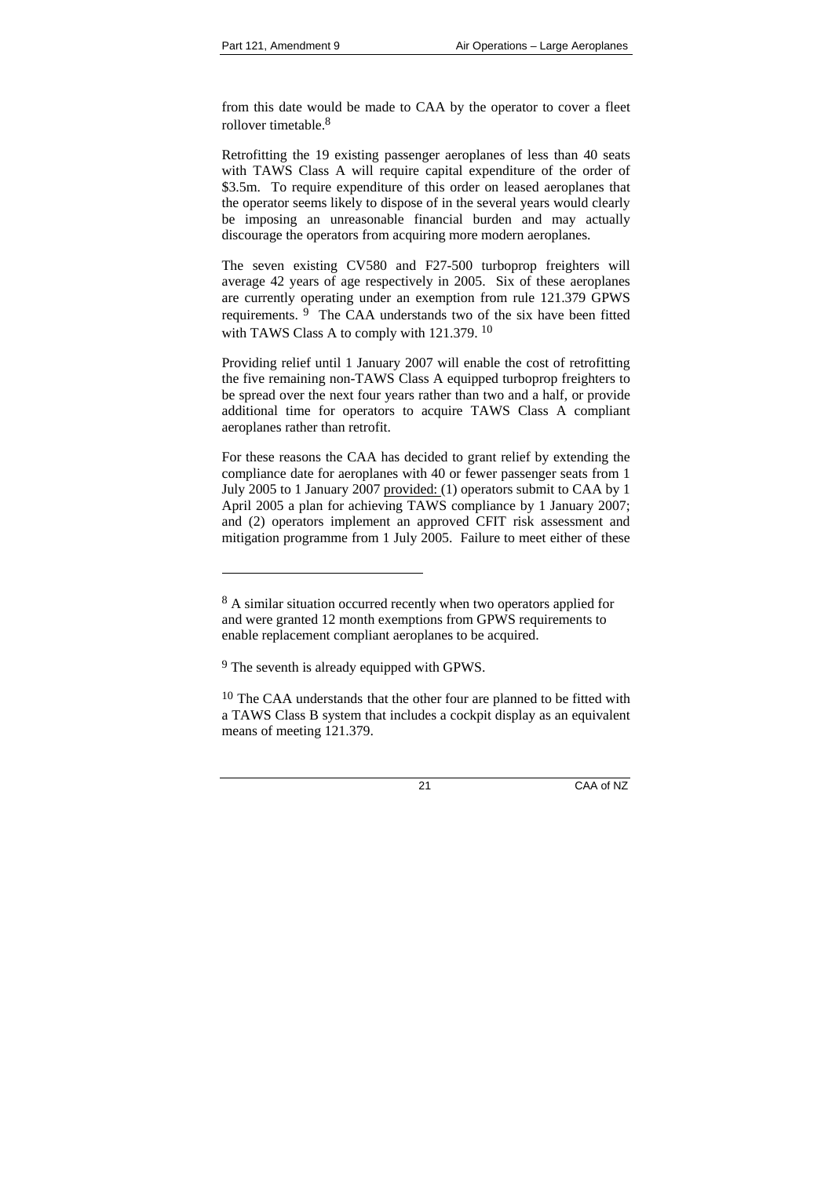from this date would be made to CAA by the operator to cover a fleet rollover timetable.[8]

Retrofitting the 19 existing passenger aeroplanes of less than 40 seats with TAWS Class A will require capital expenditure of the order of $3.5m. To require expenditure of this order on leased aeroplanes that the operator seems likely to dispose of in the several years would clearly be imposing an unreasonable financial burden and may actually discourage the operators from acquiring more modern aeroplanes.

The seven existing CV580 and F27-500 turboprop freighters will average 42 years of age respectively in 2005. Six of these aeroplanes are currently operating under an exemption from rule 121.379 GPWS requirements. [9] The CAA understands two of the six have been fitted with TAWS Class A to comply with 121.379. [10]

Providing relief until 1 January 2007 will enable the cost of retrofitting the five remaining non-TAWS Class A equipped turboprop freighters to be spread over the next four years rather than two and a half, or provide additional time for operators to acquire TAWS Class A compliant aeroplanes rather than retrofit.

For these reasons the CAA has decided to grant relief by extending the compliance date for aeroplanes with 40 or fewer passenger seats from 1 July 2005 to 1 January 2007 <u>provided:</u> (1) operators submit to CAA by 1 April 2005 a plan for achieving TAWS compliance by 1 January 2007; and (2) operators implement an approved CFIT risk assessment and mitigation programme from 1 July 2005. Failure to meet either of these

---

[8] A similar situation occurred recently when two operators applied for and were granted 12 month exemptions from GPWS requirements to enable replacement compliant aeroplanes to be acquired.

[9] The seventh is already equipped with GPWS.

[10] The CAA understands that the other four are planned to be fitted with a TAWS Class B system that includes a cockpit display as an equivalent means of meeting 121.379.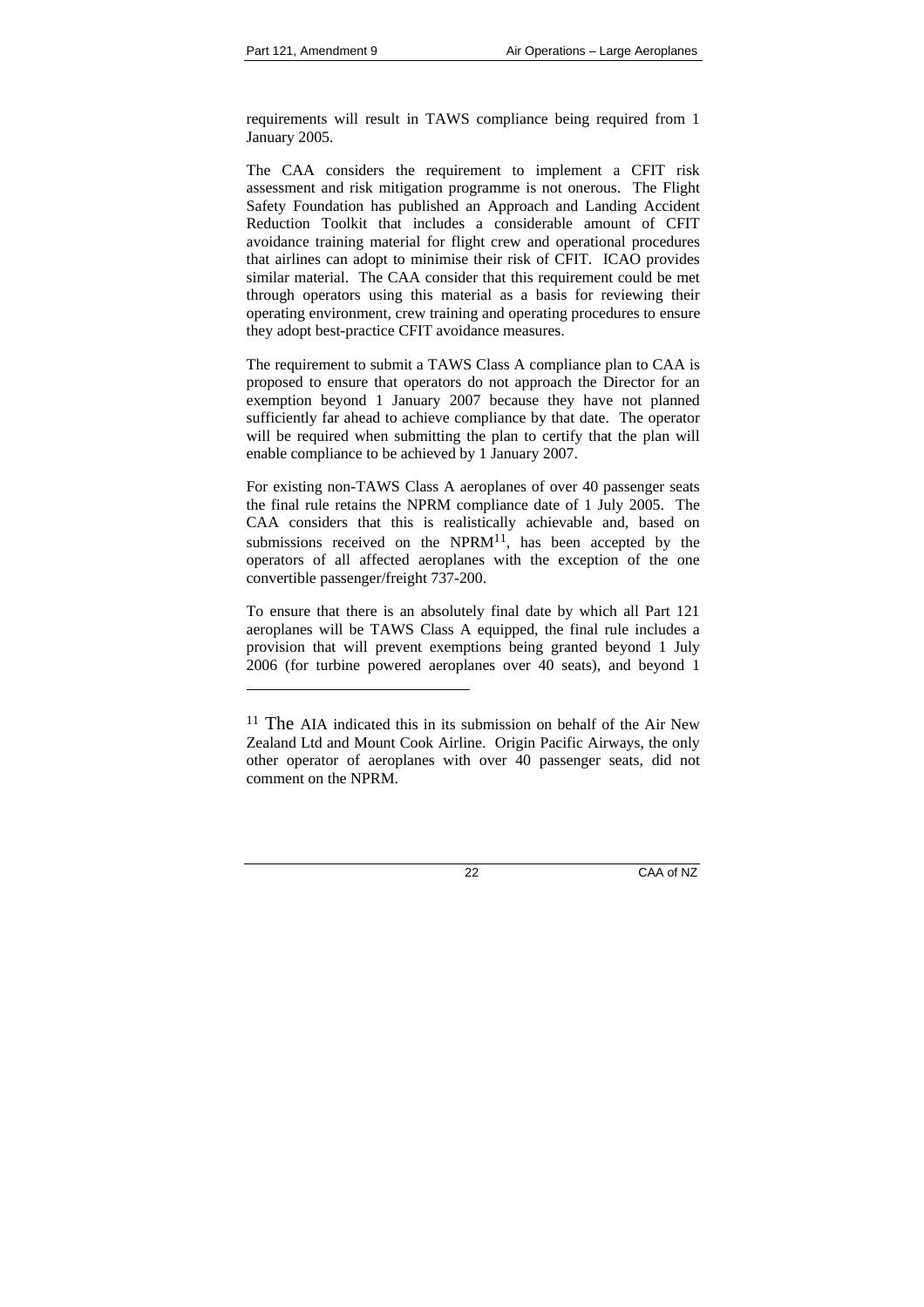requirements will result in TAWS compliance being required from 1 January 2005.

The CAA considers the requirement to implement a CFIT risk assessment and risk mitigation programme is not onerous. The Flight Safety Foundation has published an Approach and Landing Accident Reduction Toolkit that includes a considerable amount of CFIT avoidance training material for flight crew and operational procedures that airlines can adopt to minimise their risk of CFIT. ICAO provides similar material. The CAA consider that this requirement could be met through operators using this material as a basis for reviewing their operating environment, crew training and operating procedures to ensure they adopt best-practice CFIT avoidance measures.

The requirement to submit a TAWS Class A compliance plan to CAA is proposed to ensure that operators do not approach the Director for an exemption beyond 1 January 2007 because they have not planned sufficiently far ahead to achieve compliance by that date. The operator will be required when submitting the plan to certify that the plan will enable compliance to be achieved by 1 January 2007.

For existing non-TAWS Class A aeroplanes of over 40 passenger seats the final rule retains the NPRM compliance date of 1 July 2005. The CAA considers that this is realistically achievable and, based on submissions received on the NPRM[11], has been accepted by the operators of all affected aeroplanes with the exception of the one convertible passenger/freight 737-200.

To ensure that there is an absolutely final date by which all Part 121 aeroplanes will be TAWS Class A equipped, the final rule includes a provision that will prevent exemptions being granted beyond 1 July 2006 (for turbine powered aeroplanes over 40 seats), and beyond 1

---

[11] The AIA indicated this in its submission on behalf of the Air New Zealand Ltd and Mount Cook Airline. Origin Pacific Airways, the only other operator of aeroplanes with over 40 passenger seats, did not comment on the NPRM.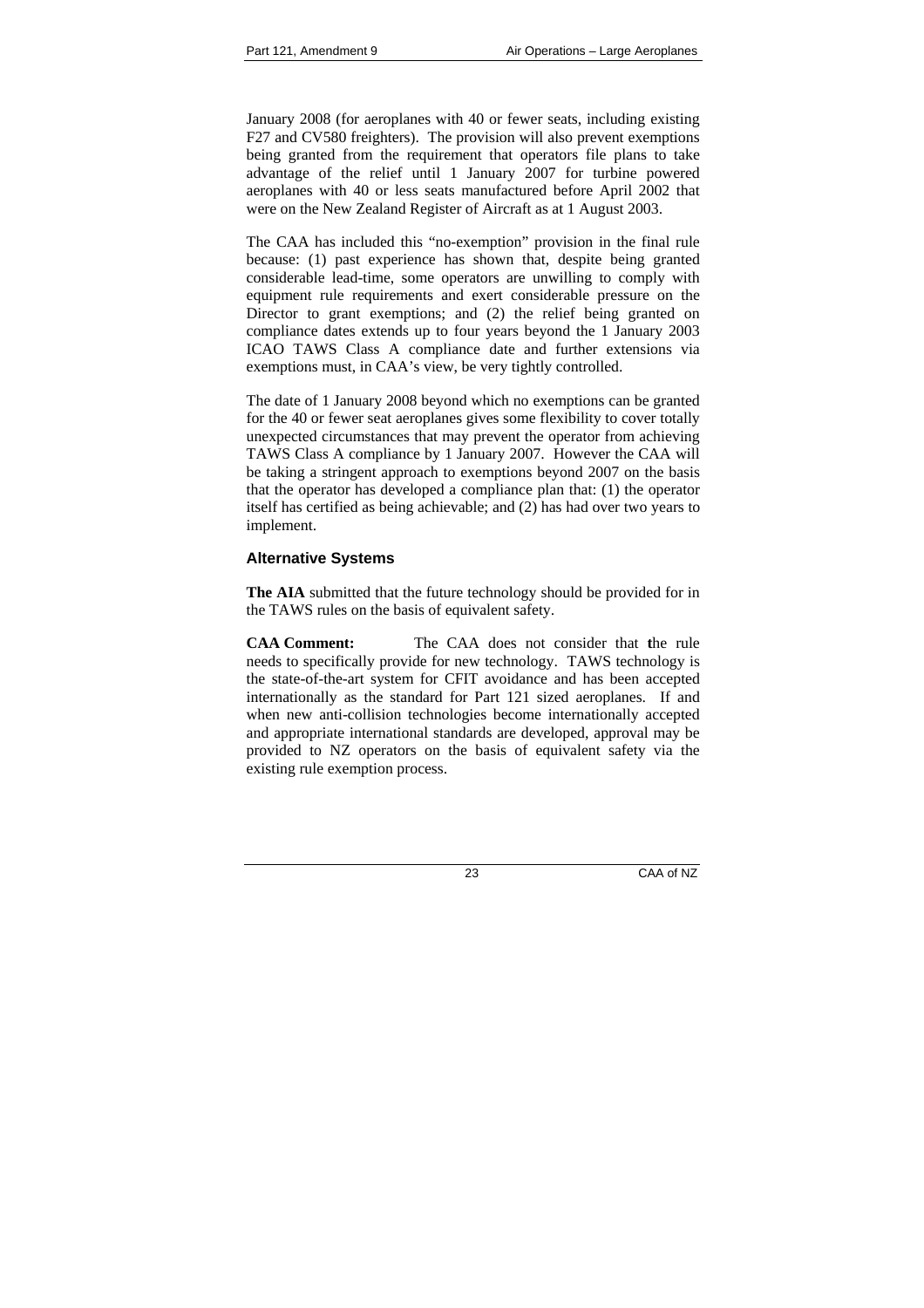January 2008 (for aeroplanes with 40 or fewer seats, including existing F27 and CV580 freighters). The provision will also prevent exemptions being granted from the requirement that operators file plans to take advantage of the relief until 1 January 2007 for turbine powered aeroplanes with 40 or less seats manufactured before April 2002 that were on the New Zealand Register of Aircraft as at 1 August 2003.

The CAA has included this "no-exemption" provision in the final rule because: (1) past experience has shown that, despite being granted considerable lead-time, some operators are unwilling to comply with equipment rule requirements and exert considerable pressure on the Director to grant exemptions; and (2) the relief being granted on compliance dates extends up to four years beyond the 1 January 2003 ICAO TAWS Class A compliance date and further extensions via exemptions must, in CAA's view, be very tightly controlled.

The date of 1 January 2008 beyond which no exemptions can be granted for the 40 or fewer seat aeroplanes gives some flexibility to cover totally unexpected circumstances that may prevent the operator from achieving TAWS Class A compliance by 1 January 2007. However the CAA will be taking a stringent approach to exemptions beyond 2007 on the basis that the operator has developed a compliance plan that: (1) the operator itself has certified as being achievable; and (2) has had over two years to implement.

### Alternative Systems

**The AIA** submitted that the future technology should be provided for in the TAWS rules on the basis of equivalent safety.

**CAA Comment:** The CAA does not consider that the rule needs to specifically provide for new technology. TAWS technology is the state-of-the-art system for CFIT avoidance and has been accepted internationally as the standard for Part 121 sized aeroplanes. If and when new anti-collision technologies become internationally accepted and appropriate international standards are developed, approval may be provided to NZ operators on the basis of equivalent safety via the existing rule exemption process.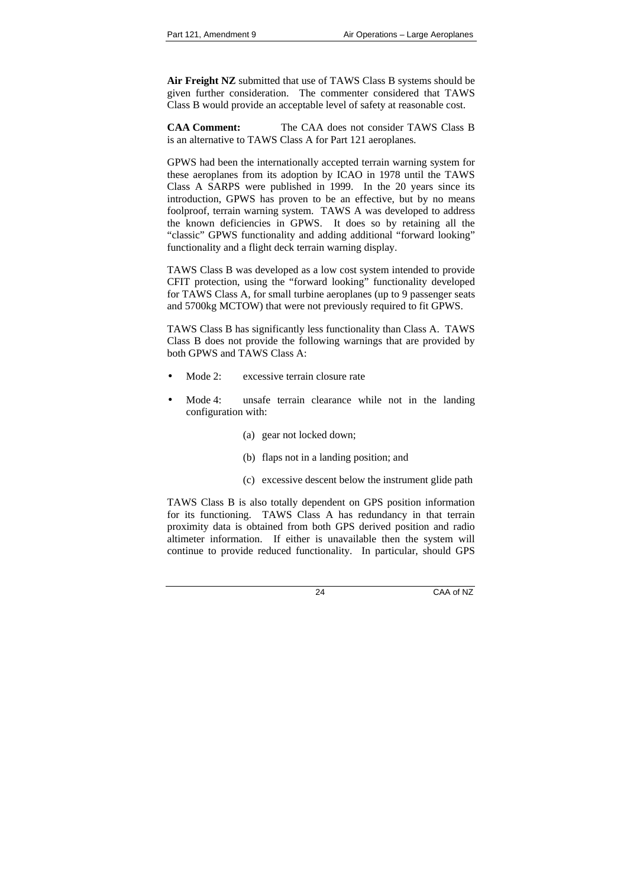**Air Freight NZ** submitted that use of TAWS Class B systems should be given further consideration. The commenter considered that TAWS Class B would provide an acceptable level of safety at reasonable cost.

**CAA Comment:** The CAA does not consider TAWS Class B is an alternative to TAWS Class A for Part 121 aeroplanes.

GPWS had been the internationally accepted terrain warning system for these aeroplanes from its adoption by ICAO in 1978 until the TAWS Class A SARPS were published in 1999. In the 20 years since its introduction, GPWS has proven to be an effective, but by no means foolproof, terrain warning system. TAWS A was developed to address the known deficiencies in GPWS. It does so by retaining all the "classic" GPWS functionality and adding additional "forward looking" functionality and a flight deck terrain warning display.

TAWS Class B was developed as a low cost system intended to provide CFIT protection, using the "forward looking" functionality developed for TAWS Class A, for small turbine aeroplanes (up to 9 passenger seats and 5700kg MCTOW) that were not previously required to fit GPWS.

TAWS Class B has significantly less functionality than Class A. TAWS Class B does not provide the following warnings that are provided by both GPWS and TAWS Class A:

- Mode 2: excessive terrain closure rate
- Mode 4: unsafe terrain clearance while not in the landing configuration with:
  - (a) gear not locked down;
  - (b) flaps not in a landing position; and
  - (c) excessive descent below the instrument glide path

TAWS Class B is also totally dependent on GPS position information for its functioning. TAWS Class A has redundancy in that terrain proximity data is obtained from both GPS derived position and radio altimeter information. If either is unavailable then the system will continue to provide reduced functionality. In particular, should GPS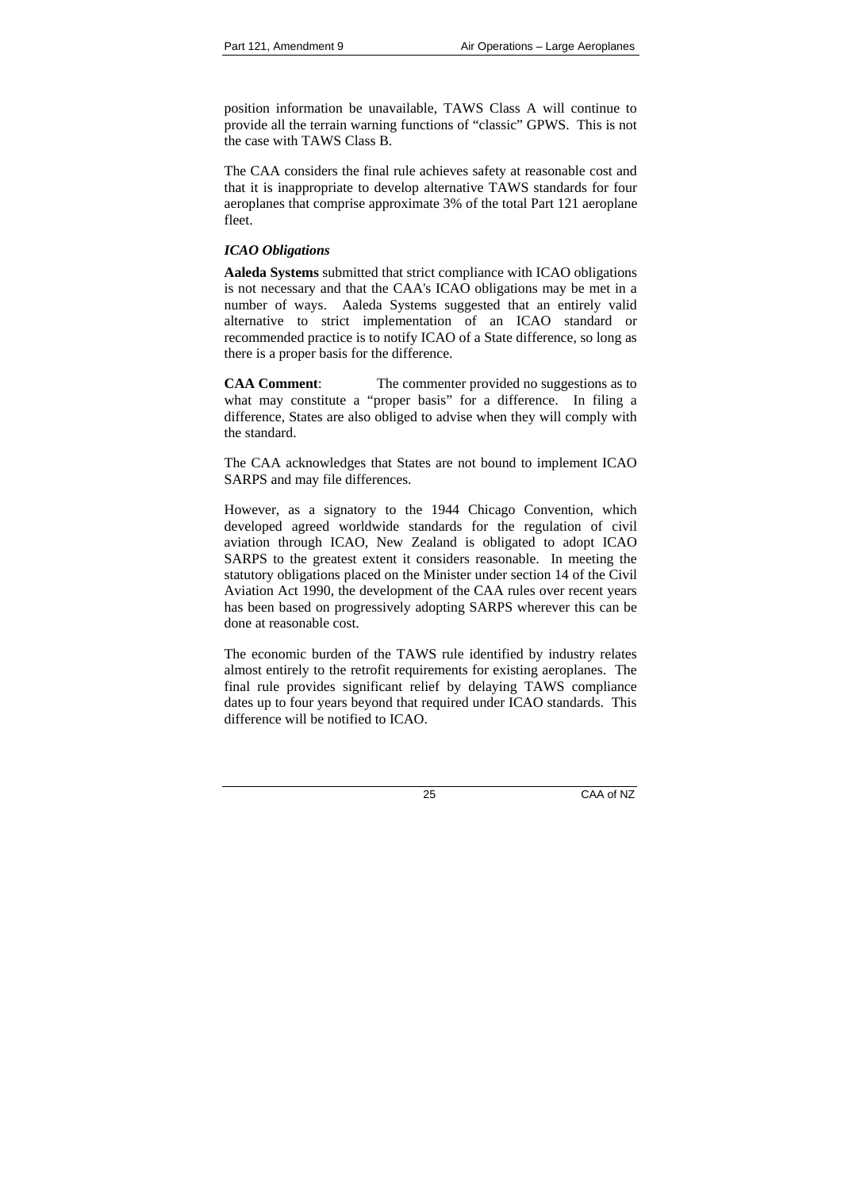position information be unavailable, TAWS Class A will continue to provide all the terrain warning functions of "classic" GPWS. This is not the case with TAWS Class B.

The CAA considers the final rule achieves safety at reasonable cost and that it is inappropriate to develop alternative TAWS standards for four aeroplanes that comprise approximate 3% of the total Part 121 aeroplane fleet.

*ICAO Obligations*

**Aaleda Systems** submitted that strict compliance with ICAO obligations is not necessary and that the CAA's ICAO obligations may be met in a number of ways. Aaleda Systems suggested that an entirely valid alternative to strict implementation of an ICAO standard or recommended practice is to notify ICAO of a State difference, so long as there is a proper basis for the difference.

**CAA Comment**: The commenter provided no suggestions as to what may constitute a "proper basis" for a difference. In filing a difference, States are also obliged to advise when they will comply with the standard.

The CAA acknowledges that States are not bound to implement ICAO SARPS and may file differences.

However, as a signatory to the 1944 Chicago Convention, which developed agreed worldwide standards for the regulation of civil aviation through ICAO, New Zealand is obligated to adopt ICAO SARPS to the greatest extent it considers reasonable. In meeting the statutory obligations placed on the Minister under section 14 of the Civil Aviation Act 1990, the development of the CAA rules over recent years has been based on progressively adopting SARPS wherever this can be done at reasonable cost.

The economic burden of the TAWS rule identified by industry relates almost entirely to the retrofit requirements for existing aeroplanes. The final rule provides significant relief by delaying TAWS compliance dates up to four years beyond that required under ICAO standards. This difference will be notified to ICAO.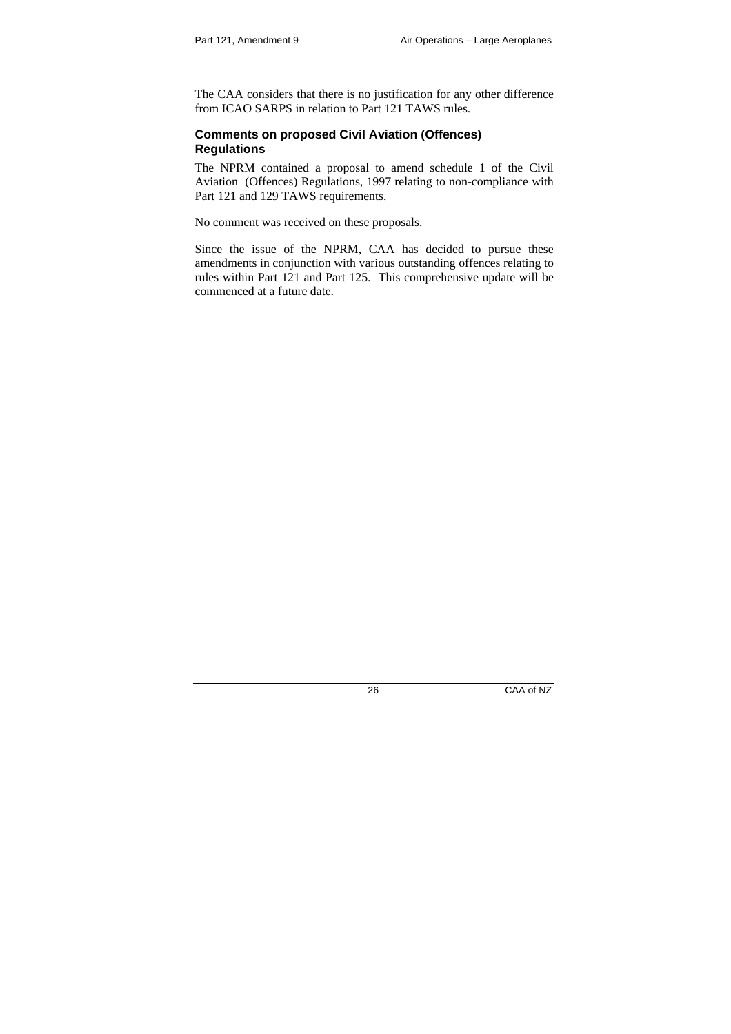The CAA considers that there is no justification for any other difference from ICAO SARPS in relation to Part 121 TAWS rules.

### Comments on proposed Civil Aviation (Offences) Regulations

The NPRM contained a proposal to amend schedule 1 of the Civil Aviation (Offences) Regulations, 1997 relating to non-compliance with Part 121 and 129 TAWS requirements.

No comment was received on these proposals.

Since the issue of the NPRM, CAA has decided to pursue these amendments in conjunction with various outstanding offences relating to rules within Part 121 and Part 125. This comprehensive update will be commenced at a future date.